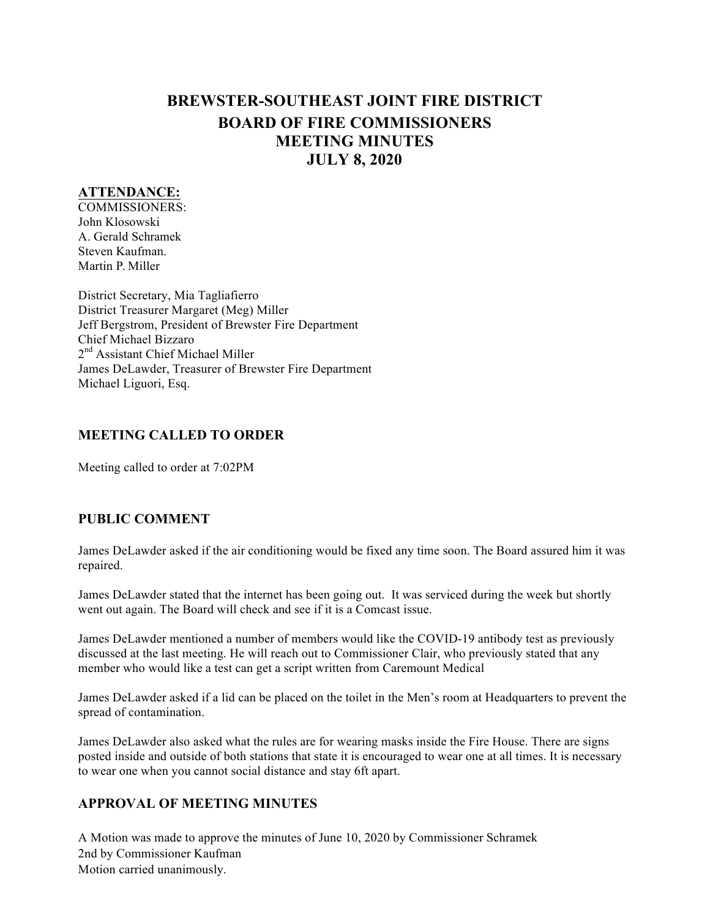# BREWSTER-SOUTHEAST JOINT FIRE DISTRICT
# BOARD OF FIRE COMMISSIONERS
# MEETING MINUTES
# JULY 8, 2020

**ATTENDANCE:**

COMMISSIONERS:
John Klosowski
A. Gerald Schramek
Steven Kaufman.
Martin P. Miller

District Secretary, Mia Tagliafierro
District Treasurer Margaret (Meg) Miller
Jeff Bergstrom, President of Brewster Fire Department
Chief Michael Bizzaro
2nd Assistant Chief Michael Miller
James DeLawder, Treasurer of Brewster Fire Department
Michael Liguori, Esq.

## MEETING CALLED TO ORDER

Meeting called to order at 7:02PM

## PUBLIC COMMENT

James DeLawder asked if the air conditioning would be fixed any time soon. The Board assured him it was repaired.

James DeLawder stated that the internet has been going out. It was serviced during the week but shortly went out again. The Board will check and see if it is a Comcast issue.

James DeLawder mentioned a number of members would like the COVID-19 antibody test as previously discussed at the last meeting. He will reach out to Commissioner Clair, who previously stated that any member who would like a test can get a script written from Caremount Medical

James DeLawder asked if a lid can be placed on the toilet in the Men's room at Headquarters to prevent the spread of contamination.

James DeLawder also asked what the rules are for wearing masks inside the Fire House. There are signs posted inside and outside of both stations that state it is encouraged to wear one at all times. It is necessary to wear one when you cannot social distance and stay 6ft apart.

## APPROVAL OF MEETING MINUTES

A Motion was made to approve the minutes of June 10, 2020 by Commissioner Schramek
2nd by Commissioner Kaufman
Motion carried unanimously.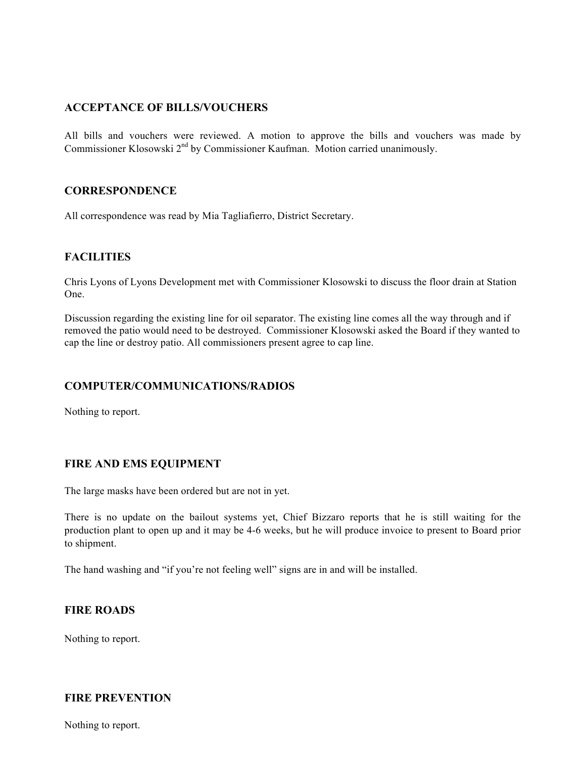## ACCEPTANCE OF BILLS/VOUCHERS

All bills and vouchers were reviewed. A motion to approve the bills and vouchers was made by Commissioner Klosowski 2nd by Commissioner Kaufman. Motion carried unanimously.

## CORRESPONDENCE

All correspondence was read by Mia Tagliafierro, District Secretary.

## FACILITIES

Chris Lyons of Lyons Development met with Commissioner Klosowski to discuss the floor drain at Station One.

Discussion regarding the existing line for oil separator. The existing line comes all the way through and if removed the patio would need to be destroyed. Commissioner Klosowski asked the Board if they wanted to cap the line or destroy patio. All commissioners present agree to cap line.

## COMPUTER/COMMUNICATIONS/RADIOS

Nothing to report.

## FIRE AND EMS EQUIPMENT

The large masks have been ordered but are not in yet.

There is no update on the bailout systems yet, Chief Bizzaro reports that he is still waiting for the production plant to open up and it may be 4-6 weeks, but he will produce invoice to present to Board prior to shipment.

The hand washing and "if you're not feeling well" signs are in and will be installed.

## FIRE ROADS

Nothing to report.

## FIRE PREVENTION

Nothing to report.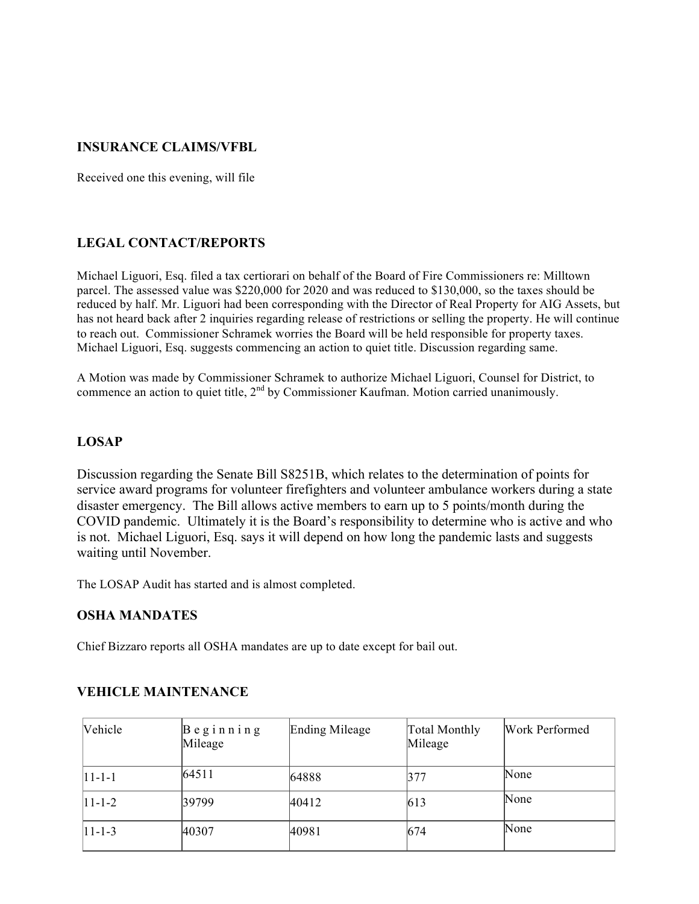## INSURANCE CLAIMS/VFBL

Received one this evening, will file

## LEGAL CONTACT/REPORTS

Michael Liguori, Esq. filed a tax certiorari on behalf of the Board of Fire Commissioners re: Milltown parcel. The assessed value was $220,000 for 2020 and was reduced to $130,000, so the taxes should be reduced by half. Mr. Liguori had been corresponding with the Director of Real Property for AIG Assets, but has not heard back after 2 inquiries regarding release of restrictions or selling the property. He will continue to reach out. Commissioner Schramek worries the Board will be held responsible for property taxes. Michael Liguori, Esq. suggests commencing an action to quiet title. Discussion regarding same.

A Motion was made by Commissioner Schramek to authorize Michael Liguori, Counsel for District, to commence an action to quiet title, 2nd by Commissioner Kaufman. Motion carried unanimously.

## LOSAP

Discussion regarding the Senate Bill S8251B, which relates to the determination of points for service award programs for volunteer firefighters and volunteer ambulance workers during a state disaster emergency. The Bill allows active members to earn up to 5 points/month during the COVID pandemic. Ultimately it is the Board's responsibility to determine who is active and who is not. Michael Liguori, Esq. says it will depend on how long the pandemic lasts and suggests waiting until November.

The LOSAP Audit has started and is almost completed.

## OSHA MANDATES

Chief Bizzaro reports all OSHA mandates are up to date except for bail out.

## VEHICLE MAINTENANCE

| Vehicle | Beginning Mileage | Ending Mileage | Total Monthly Mileage | Work Performed |
|---|---|---|---|---|
| 11-1-1 | 64511 | 64888 | 377 | None |
| 11-1-2 | 39799 | 40412 | 613 | None |
| 11-1-3 | 40307 | 40981 | 674 | None |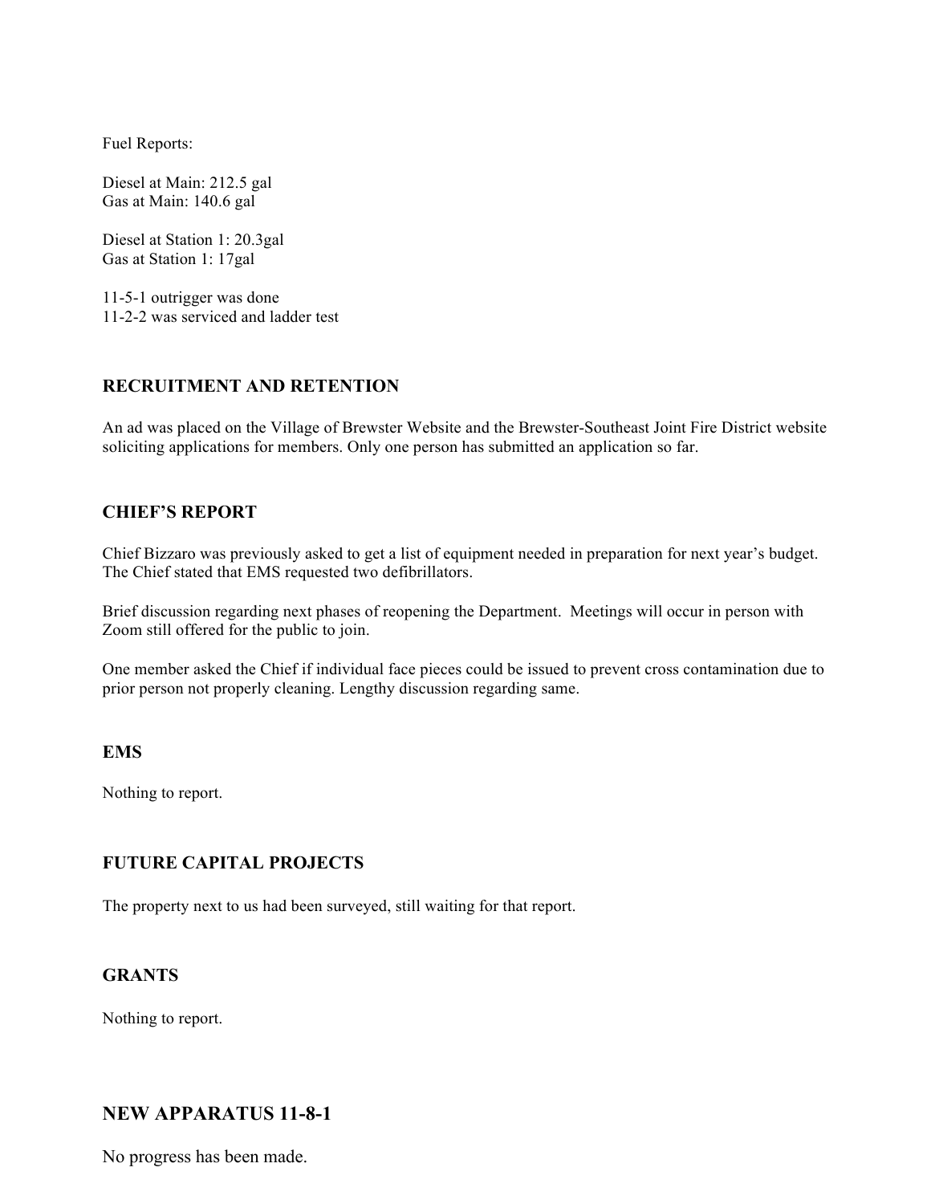Fuel Reports:

Diesel at Main: 212.5 gal
Gas at Main: 140.6 gal

Diesel at Station 1: 20.3gal
Gas at Station 1: 17gal

11-5-1 outrigger was done
11-2-2 was serviced and ladder test

### RECRUITMENT AND RETENTION

An ad was placed on the Village of Brewster Website and the Brewster-Southeast Joint Fire District website soliciting applications for members. Only one person has submitted an application so far.

### CHIEF'S REPORT

Chief Bizzaro was previously asked to get a list of equipment needed in preparation for next year's budget. The Chief stated that EMS requested two defibrillators.

Brief discussion regarding next phases of reopening the Department. Meetings will occur in person with Zoom still offered for the public to join.

One member asked the Chief if individual face pieces could be issued to prevent cross contamination due to prior person not properly cleaning. Lengthy discussion regarding same.

### EMS

Nothing to report.

### FUTURE CAPITAL PROJECTS

The property next to us had been surveyed, still waiting for that report.

### GRANTS

Nothing to report.

## NEW APPARATUS 11-8-1

No progress has been made.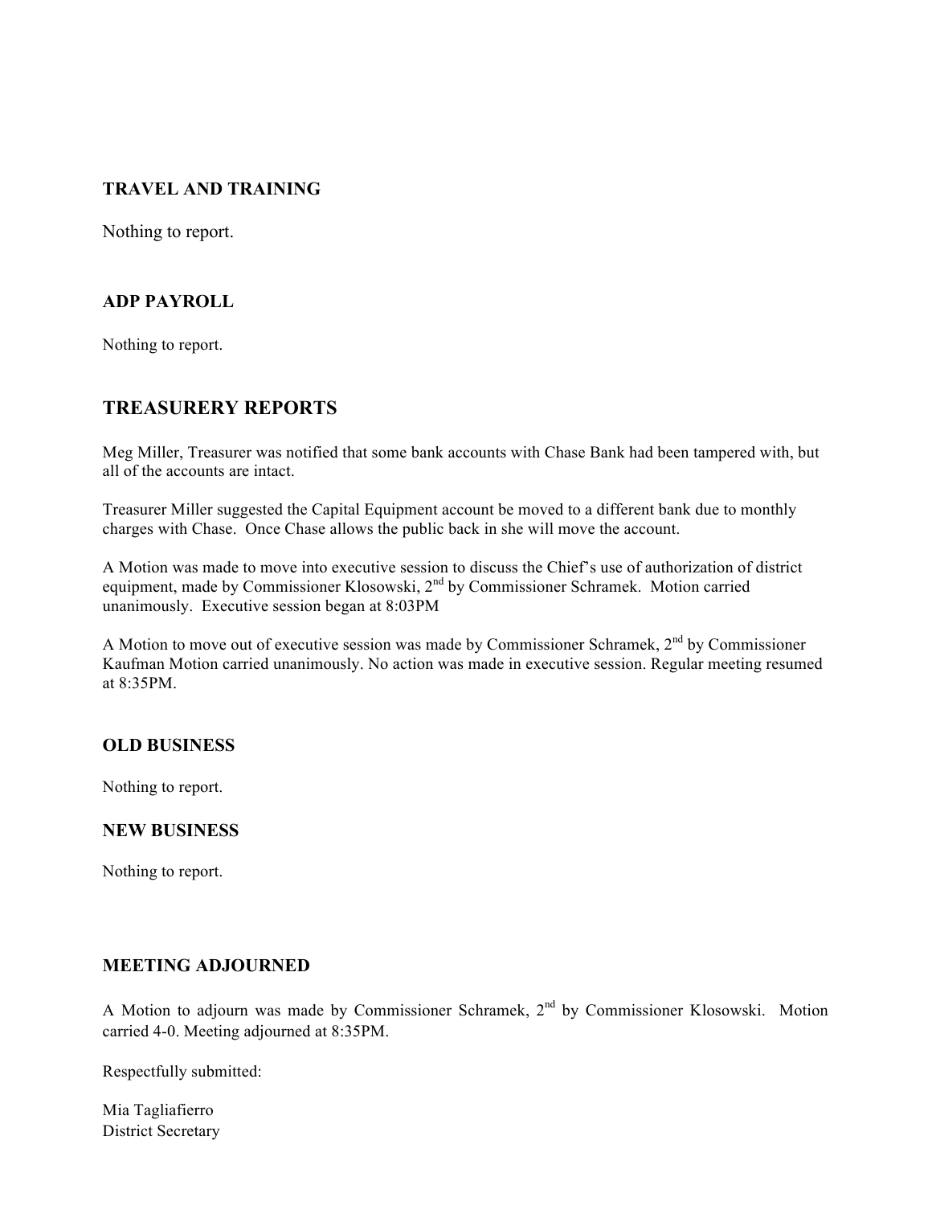## TRAVEL AND TRAINING

Nothing to report.

## ADP PAYROLL

Nothing to report.

## TREASURERY REPORTS

Meg Miller, Treasurer was notified that some bank accounts with Chase Bank had been tampered with, but all of the accounts are intact.

Treasurer Miller suggested the Capital Equipment account be moved to a different bank due to monthly charges with Chase. Once Chase allows the public back in she will move the account.

A Motion was made to move into executive session to discuss the Chief's use of authorization of district equipment, made by Commissioner Klosowski, 2nd by Commissioner Schramek. Motion carried unanimously. Executive session began at 8:03PM

A Motion to move out of executive session was made by Commissioner Schramek, 2nd by Commissioner Kaufman Motion carried unanimously. No action was made in executive session. Regular meeting resumed at 8:35PM.

## OLD BUSINESS

Nothing to report.

## NEW BUSINESS

Nothing to report.

## MEETING ADJOURNED

A Motion to adjourn was made by Commissioner Schramek, 2nd by Commissioner Klosowski. Motion carried 4-0. Meeting adjourned at 8:35PM.

Respectfully submitted:

Mia Tagliafierro
District Secretary